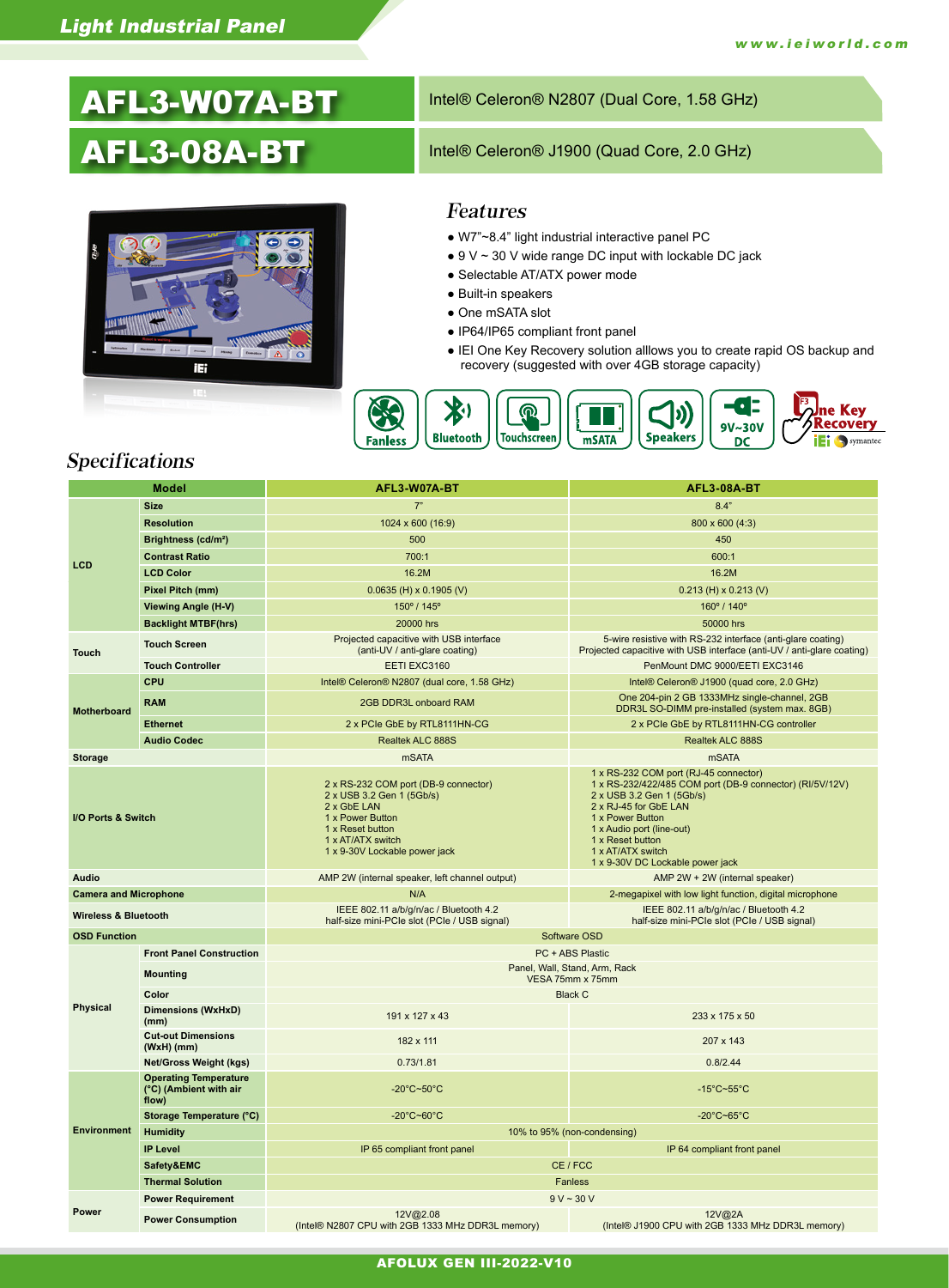Light Industrial Panel

www.ieiworld.com

# AFL3-W07A-BT
Intel® Celeron® N2807 (Dual Core, 1.58 GHz)

# AFL3-08A-BT
Intel® Celeron® J1900 (Quad Core, 2.0 GHz)

## Features

- W7"~8.4" light industrial interactive panel PC
- 9 V ~ 30 V wide range DC input with lockable DC jack
- Selectable AT/ATX power mode
- Built-in speakers
- One mSATA slot
- IP64/IP65 compliant front panel
- IEI One Key Recovery solution alllows you to create rapid OS backup and recovery (suggested with over 4GB storage capacity)

Fanless | Bluetooth | Touchscreen | mSATA | Speakers | 9V~30V DC | One Key Recovery

## Specifications

| Model | | AFL3-W07A-BT | AFL3-08A-BT |
|---|---|---|---|
| LCD | Size | 7" | 8.4" |
| | Resolution | 1024 x 600 (16:9) | 800 x 600 (4:3) |
| | Brightness (cd/m²) | 500 | 450 |
| | Contrast Ratio | 700:1 | 600:1 |
| | LCD Color | 16.2M | 16.2M |
| | Pixel Pitch (mm) | 0.0635 (H) x 0.1905 (V) | 0.213 (H) x 0.213 (V) |
| | Viewing Angle (H-V) | 150º / 145º | 160º / 140º |
| | Backlight MTBF(hrs) | 20000 hrs | 50000 hrs |
| Touch | Touch Screen | Projected capacitive with USB interface (anti-UV / anti-glare coating) | 5-wire resistive with RS-232 interface (anti-glare coating) Projected capacitive with USB interface (anti-UV / anti-glare coating) |
| | Touch Controller | EETI EXC3160 | PenMount DMC 9000/EETI EXC3146 |
| Motherboard | CPU | Intel® Celeron® N2807 (dual core, 1.58 GHz) | Intel® Celeron® J1900 (quad core, 2.0 GHz) |
| | RAM | 2GB DDR3L onboard RAM | One 204-pin 2 GB 1333MHz single-channel, 2GB DDR3L SO-DIMM pre-installed (system max. 8GB) |
| | Ethernet | 2 x PCIe GbE by RTL8111HN-CG | 2 x PCIe GbE by RTL8111HN-CG controller |
| | Audio Codec | Realtek ALC 888S | Realtek ALC 888S |
| Storage | | mSATA | mSATA |
| I/O Ports & Switch | | 2 x RS-232 COM port (DB-9 connector)<br>2 x USB 3.2 Gen 1 (5Gb/s)<br>2 x GbE LAN<br>1 x Power Button<br>1 x Reset button<br>1 x AT/ATX switch<br>1 x 9-30V Lockable power jack | 1 x RS-232 COM port (RJ-45 connector)<br>1 x RS-232/422/485 COM port (DB-9 connector) (RI/5V/12V)<br>2 x USB 3.2 Gen 1 (5Gb/s)<br>2 x RJ-45 for GbE LAN<br>1 x Power Button<br>1 x Audio port (line-out)<br>1 x Reset button<br>1 x AT/ATX switch<br>1 x 9-30V DC Lockable power jack |
| Audio | | AMP 2W (internal speaker, left channel output) | AMP 2W + 2W (internal speaker) |
| Camera and Microphone | | N/A | 2-megapixel with low light function, digital microphone |
| Wireless & Bluetooth | | IEEE 802.11 a/b/g/n/ac / Bluetooth 4.2 half-size mini-PCIe slot (PCIe / USB signal) | IEEE 802.11 a/b/g/n/ac / Bluetooth 4.2 half-size mini-PCIe slot (PCIe / USB signal) |
| OSD Function | | Software OSD | |
| Physical | Front Panel Construction | PC + ABS Plastic | |
| | Mounting | Panel, Wall, Stand, Arm, Rack VESA 75mm x 75mm | |
| | Color | Black C | |
| | Dimensions (WxHxD) (mm) | 191 x 127 x 43 | 233 x 175 x 50 |
| | Cut-out Dimensions (WxH) (mm) | 182 x 111 | 207 x 143 |
| | Net/Gross Weight (kgs) | 0.73/1.81 | 0.8/2.44 |
| Environment | Operating Temperature (°C) (Ambient with air flow) | -20°C~50°C | -15°C~55°C |
| | Storage Temperature (°C) | -20°C~60°C | -20°C~65°C |
| | Humidity | 10% to 95% (non-condensing) | |
| | IP Level | IP 65 compliant front panel | IP 64 compliant front panel |
| | Safety&EMC | CE / FCC | |
| | Thermal Solution | Fanless | |
| Power | Power Requirement | 9 V ~ 30 V | |
| | Power Consumption | 12V@2.08 (Intel® N2807 CPU with 2GB 1333 MHz DDR3L memory) | 12V@2A (Intel® J1900 CPU with 2GB 1333 MHz DDR3L memory) |

AFOLUX GEN III-2022-V10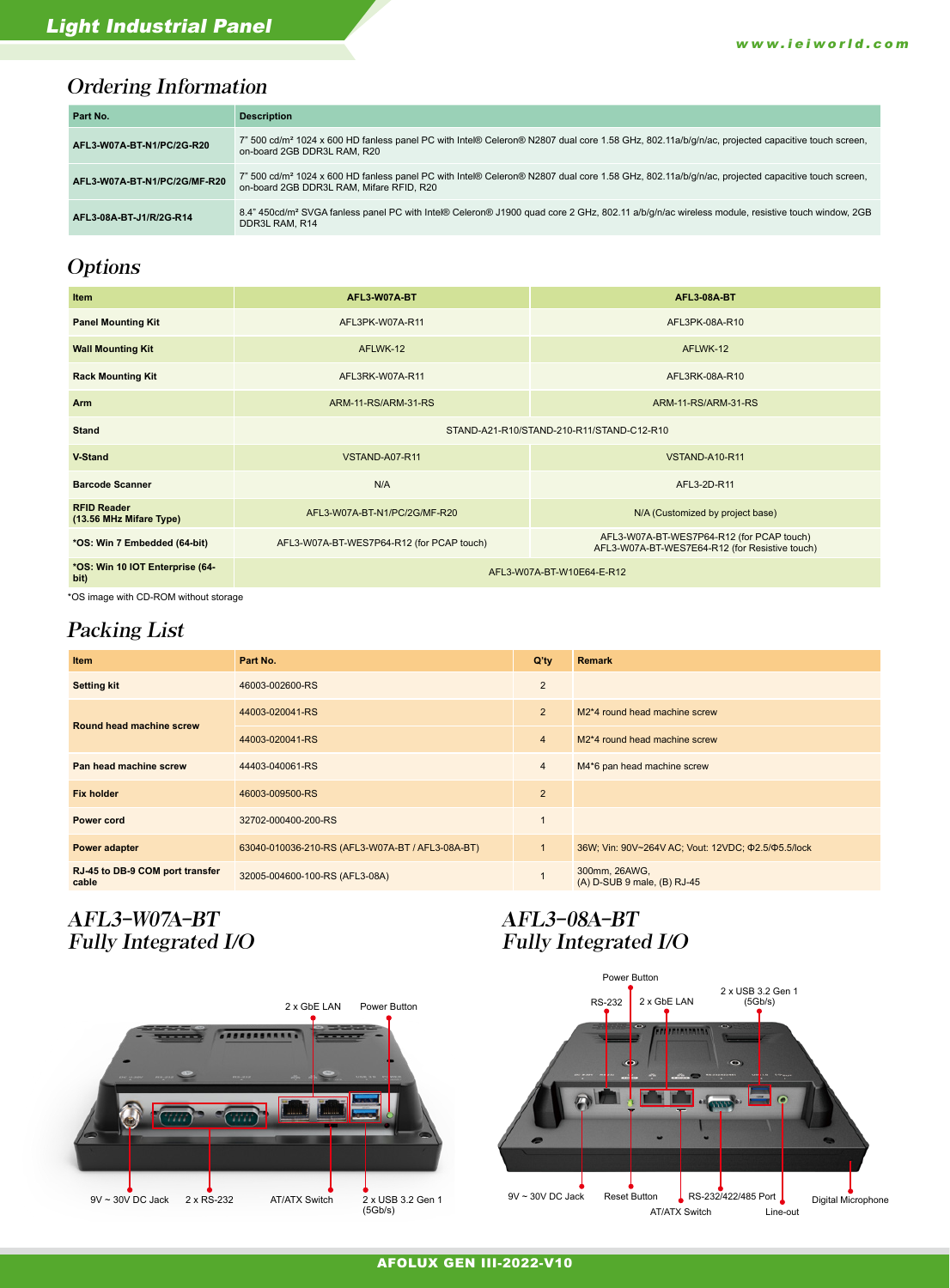# Ordering Information

| Part No. | Description |
|---|---|
| AFL3-W07A-BT-N1/PC/2G-R20 | 7" 500 cd/m² 1024 x 600 HD fanless panel PC with Intel® Celeron® N2807 dual core 1.58 GHz, 802.11a/b/g/n/ac, projected capacitive touch screen, on-board 2GB DDR3L RAM, R20 |
| AFL3-W07A-BT-N1/PC/2G/MF-R20 | 7" 500 cd/m² 1024 x 600 HD fanless panel PC with Intel® Celeron® N2807 dual core 1.58 GHz, 802.11a/b/g/n/ac, projected capacitive touch screen, on-board 2GB DDR3L RAM, Mifare RFID, R20 |
| AFL3-08A-BT-J1/R/2G-R14 | 8.4" 450cd/m² SVGA fanless panel PC with Intel® Celeron® J1900 quad core 2 GHz, 802.11 a/b/g/n/ac wireless module, resistive touch window, 2GB DDR3L RAM, R14 |

# Options

| Item | AFL3-W07A-BT | AFL3-08A-BT |
|---|---|---|
| Panel Mounting Kit | AFL3PK-W07A-R11 | AFL3PK-08A-R10 |
| Wall Mounting Kit | AFLWK-12 | AFLWK-12 |
| Rack Mounting Kit | AFL3RK-W07A-R11 | AFL3RK-08A-R10 |
| Arm | ARM-11-RS/ARM-31-RS | ARM-11-RS/ARM-31-RS |
| Stand | STAND-A21-R10/STAND-210-R11/STAND-C12-R10 | |
| V-Stand | VSTAND-A07-R11 | VSTAND-A10-R11 |
| Barcode Scanner | N/A | AFL3-2D-R11 |
| RFID Reader (13.56 MHz Mifare Type) | AFL3-W07A-BT-N1/PC/2G/MF-R20 | N/A (Customized by project base) |
| *OS: Win 7 Embedded (64-bit) | AFL3-W07A-BT-WES7P64-R12 (for PCAP touch) | AFL3-W07A-BT-WES7P64-R12 (for PCAP touch)<br>AFL3-W07A-BT-WES7E64-R12 (for Resistive touch) |
| *OS: Win 10 IOT Enterprise (64-bit) | AFL3-W07A-BT-W10E64-E-R12 | |

*OS image with CD-ROM without storage

# Packing List

| Item | Part No. | Q'ty | Remark |
|---|---|---|---|
| Setting kit | 46003-002600-RS | 2 | |
| Round head machine screw | 44003-020041-RS | 2 | M2*4 round head machine screw |
| | 44003-020041-RS | 4 | M2*4 round head machine screw |
| Pan head machine screw | 44403-040061-RS | 4 | M4*6 pan head machine screw |
| Fix holder | 46003-009500-RS | 2 | |
| Power cord | 32702-000400-200-RS | 1 | |
| Power adapter | 63040-010036-210-RS (AFL3-W07A-BT / AFL3-08A-BT) | 1 | 36W; Vin: 90V~264V AC; Vout: 12VDC; Φ2.5/Φ5.5/lock |
| RJ-45 to DB-9 COM port transfer cable | 32005-004600-100-RS (AFL3-08A) | 1 | 300mm, 26AWG,<br>(A) D-SUB 9 male, (B) RJ-45 |

# AFL3-W07A-BT Fully Integrated I/O

2 x GbE LAN, Power Button, 9V ~ 30V DC Jack, 2 x RS-232, AT/ATX Switch, 2 x USB 3.2 Gen 1 (5Gb/s)

# AFL3-08A-BT Fully Integrated I/O

Power Button, RS-232, 2 x GbE LAN, 2 x USB 3.2 Gen 1 (5Gb/s), 9V ~ 30V DC Jack, Reset Button, AT/ATX Switch, RS-232/422/485 Port, Line-out, Digital Microphone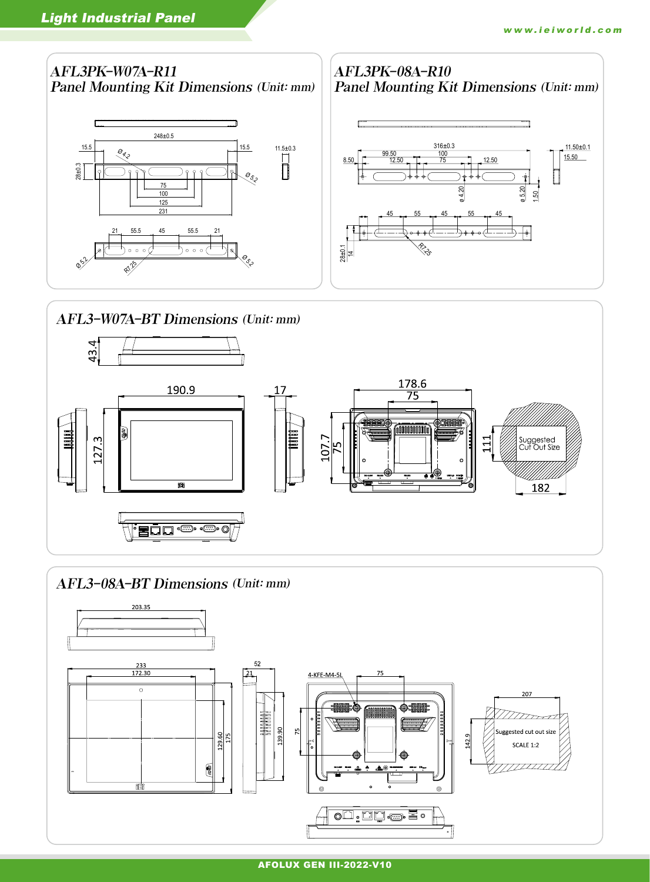## AFL3PK-W07A-R11 Panel Mounting Kit Dimensions (Unit: mm)

248±0.5
15.5
15.5
Ø4.2
11.5±0.3
28±0.3
Ø5.2
75
100
125
231
21
55.5
45
55.5
21
Ø5.2
R7.25
Ø5.2

## AFL3PK-08A-R10 Panel Mounting Kit Dimensions (Unit: mm)

316±0.3
99.50
100
11.50±0.1
8.50
12.50
75
12.50
15.50
ø 4.20
ø 5.20
1.50
45
55
45
55
45
28±0.1
14
R7.25

## AFL3-W07A-BT Dimensions (Unit: mm)

43.4
190.9
17
178.6
75
127.3
107.7
75
111
Suggested Cut Out Size
182

## AFL3-08A-BT Dimensions (Unit: mm)

203.35
233
172.30
52
21
4-KFE-M4-5I
75
129.60
175
139.90
75
207
Suggested cut out size
SCALE 1:2
142.9